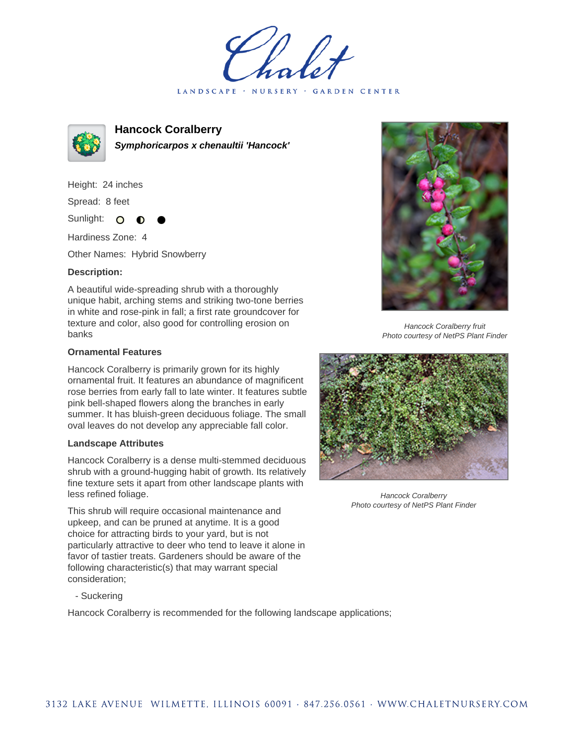# Hancock Coralberry

***Symphoricarpos x chenaultii 'Hancock'***

Height: 24 inches

Spread: 8 feet

Sunlight: ○ ◐ ●

Hardiness Zone: 4

Other Names: Hybrid Snowberry

**Description:**

A beautiful wide-spreading shrub with a thoroughly unique habit, arching stems and striking two-tone berries in white and rose-pink in fall; a first rate groundcover for texture and color, also good for controlling erosion on banks

*Hancock Coralberry fruit*
*Photo courtesy of NetPS Plant Finder*

**Ornamental Features**

Hancock Coralberry is primarily grown for its highly ornamental fruit. It features an abundance of magnificent rose berries from early fall to late winter. It features subtle pink bell-shaped flowers along the branches in early summer. It has bluish-green deciduous foliage. The small oval leaves do not develop any appreciable fall color.

*Hancock Coralberry*
*Photo courtesy of NetPS Plant Finder*

**Landscape Attributes**

Hancock Coralberry is a dense multi-stemmed deciduous shrub with a ground-hugging habit of growth. Its relatively fine texture sets it apart from other landscape plants with less refined foliage.

This shrub will require occasional maintenance and upkeep, and can be pruned at anytime. It is a good choice for attracting birds to your yard, but is not particularly attractive to deer who tend to leave it alone in favor of tastier treats. Gardeners should be aware of the following characteristic(s) that may warrant special consideration;

- Suckering

Hancock Coralberry is recommended for the following landscape applications;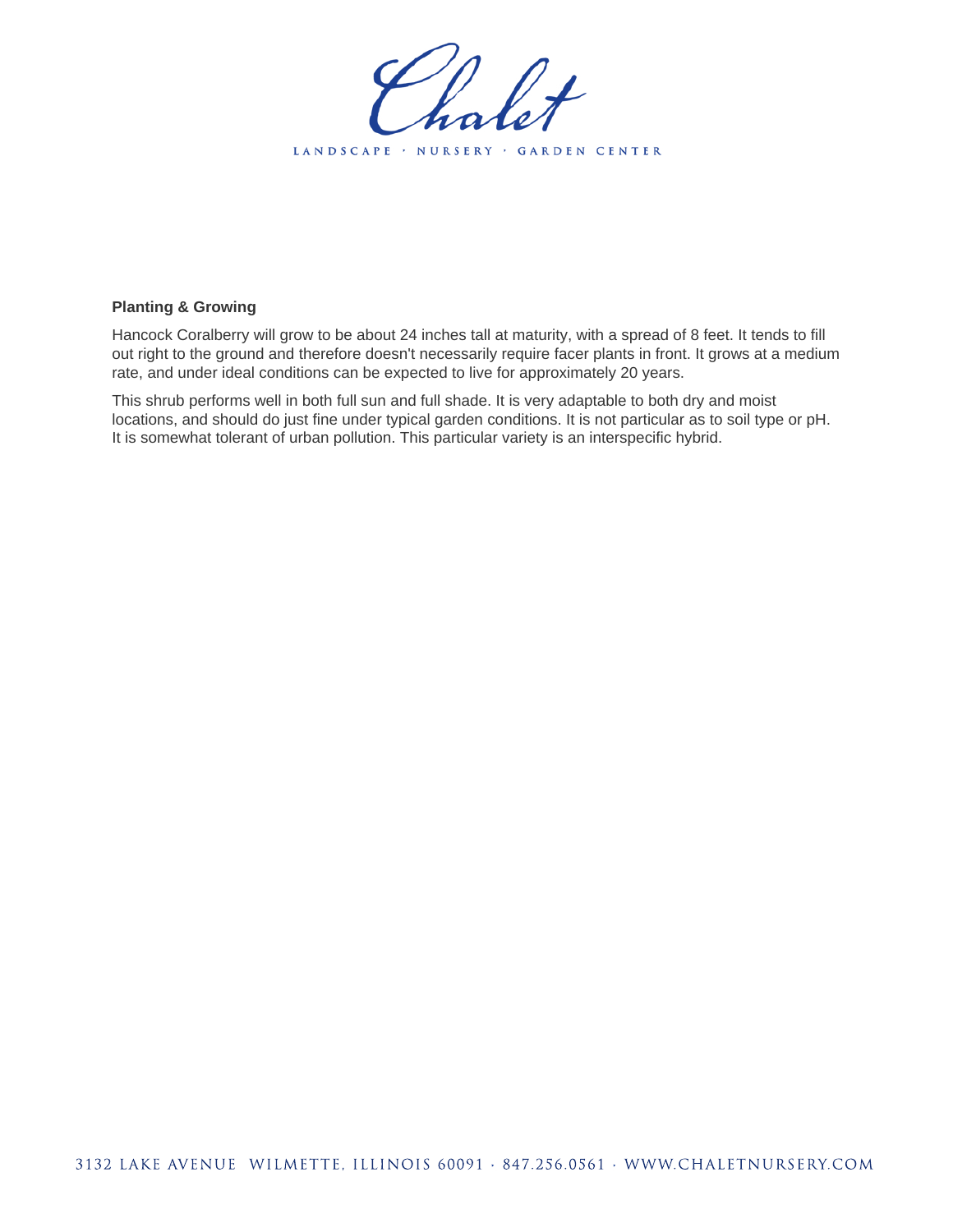### Planting & Growing

Hancock Coralberry will grow to be about 24 inches tall at maturity, with a spread of 8 feet. It tends to fill out right to the ground and therefore doesn't necessarily require facer plants in front. It grows at a medium rate, and under ideal conditions can be expected to live for approximately 20 years.

This shrub performs well in both full sun and full shade. It is very adaptable to both dry and moist locations, and should do just fine under typical garden conditions. It is not particular as to soil type or pH. It is somewhat tolerant of urban pollution. This particular variety is an interspecific hybrid.